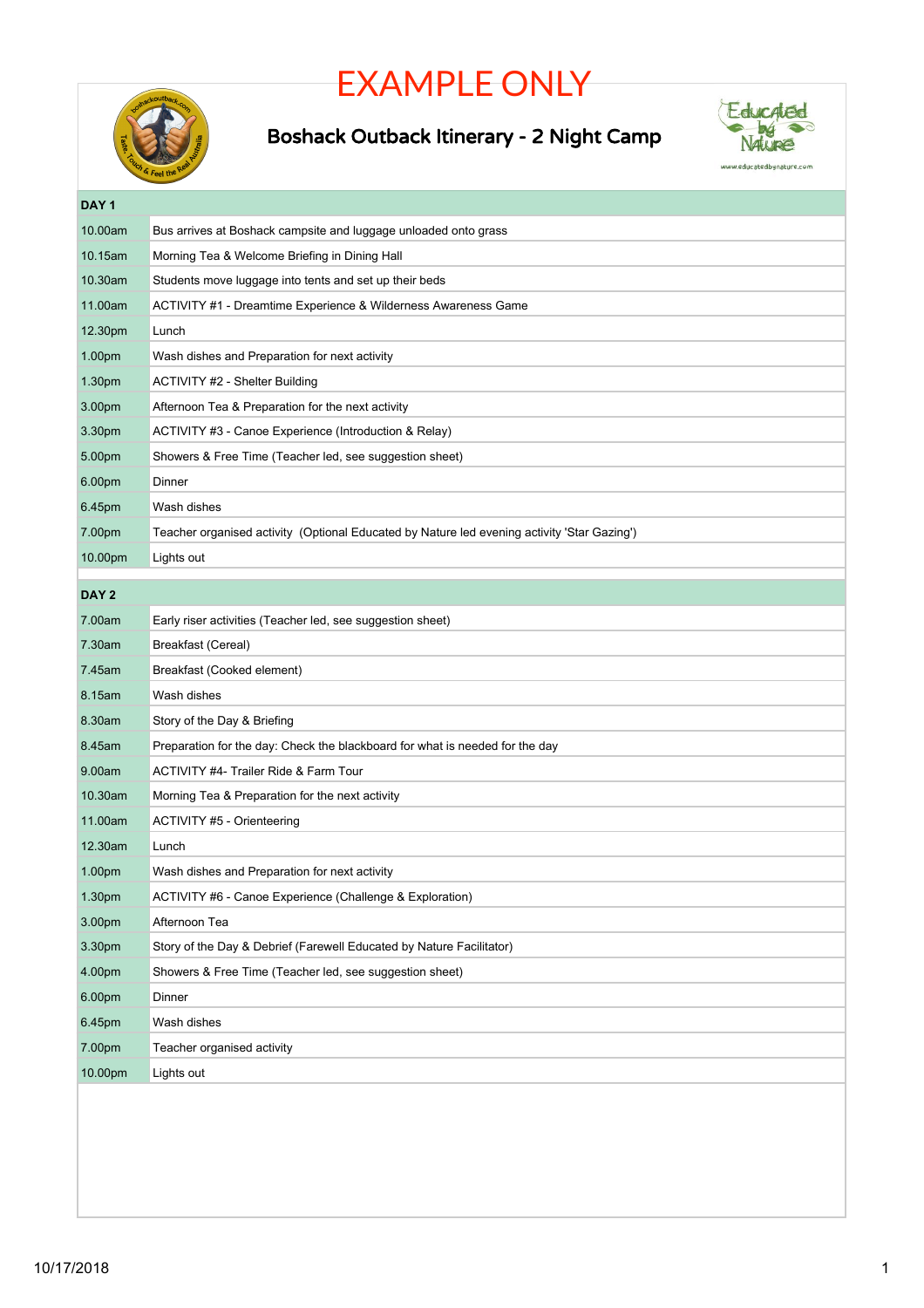# EXAMPLE ONLY

## Boshack Outback Itinerary - 2 Night Camp

| DAY 1 | |
|---|---|
| 10.00am | Bus arrives at Boshack campsite and luggage unloaded onto grass |
| 10.15am | Morning Tea & Welcome Briefing in Dining Hall |
| 10.30am | Students move luggage into tents and set up their beds |
| 11.00am | ACTIVITY #1 - Dreamtime Experience & Wilderness Awareness Game |
| 12.30pm | Lunch |
| 1.00pm | Wash dishes and Preparation for next activity |
| 1.30pm | ACTIVITY #2 - Shelter Building |
| 3.00pm | Afternoon Tea & Preparation for the next activity |
| 3.30pm | ACTIVITY #3 - Canoe Experience (Introduction & Relay) |
| 5.00pm | Showers & Free Time (Teacher led, see suggestion sheet) |
| 6.00pm | Dinner |
| 6.45pm | Wash dishes |
| 7.00pm | Teacher organised activity (Optional Educated by Nature led evening activity 'Star Gazing') |
| 10.00pm | Lights out |

| DAY 2 | |
|---|---|
| 7.00am | Early riser activities (Teacher led, see suggestion sheet) |
| 7.30am | Breakfast (Cereal) |
| 7.45am | Breakfast (Cooked element) |
| 8.15am | Wash dishes |
| 8.30am | Story of the Day & Briefing |
| 8.45am | Preparation for the day: Check the blackboard for what is needed for the day |
| 9.00am | ACTIVITY #4- Trailer Ride & Farm Tour |
| 10.30am | Morning Tea & Preparation for the next activity |
| 11.00am | ACTIVITY #5 - Orienteering |
| 12.30am | Lunch |
| 1.00pm | Wash dishes and Preparation for next activity |
| 1.30pm | ACTIVITY #6 - Canoe Experience (Challenge & Exploration) |
| 3.00pm | Afternoon Tea |
| 3.30pm | Story of the Day & Debrief (Farewell Educated by Nature Facilitator) |
| 4.00pm | Showers & Free Time (Teacher led, see suggestion sheet) |
| 6.00pm | Dinner |
| 6.45pm | Wash dishes |
| 7.00pm | Teacher organised activity |
| 10.00pm | Lights out |

10/17/2018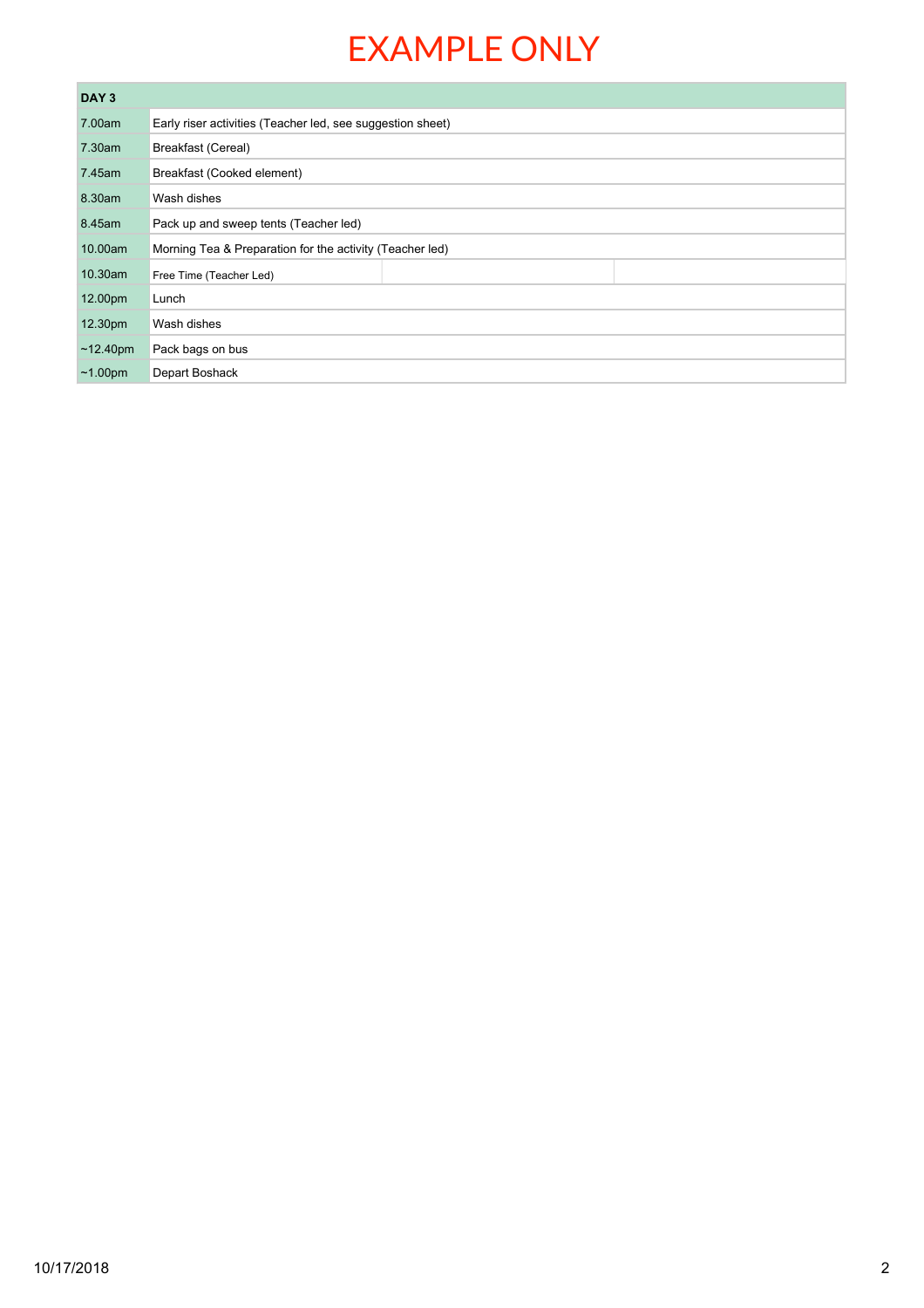# EXAMPLE ONLY

| DAY 3 | |
|---|---|
| 7.00am | Early riser activities (Teacher led, see suggestion sheet) |
| 7.30am | Breakfast (Cereal) |
| 7.45am | Breakfast (Cooked element) |
| 8.30am | Wash dishes |
| 8.45am | Pack up and sweep tents (Teacher led) |
| 10.00am | Morning Tea & Preparation for the activity (Teacher led) |
| 10.30am | Free Time (Teacher Led) |
| 12.00pm | Lunch |
| 12.30pm | Wash dishes |
| ~12.40pm | Pack bags on bus |
| ~1.00pm | Depart Boshack |

10/17/2018